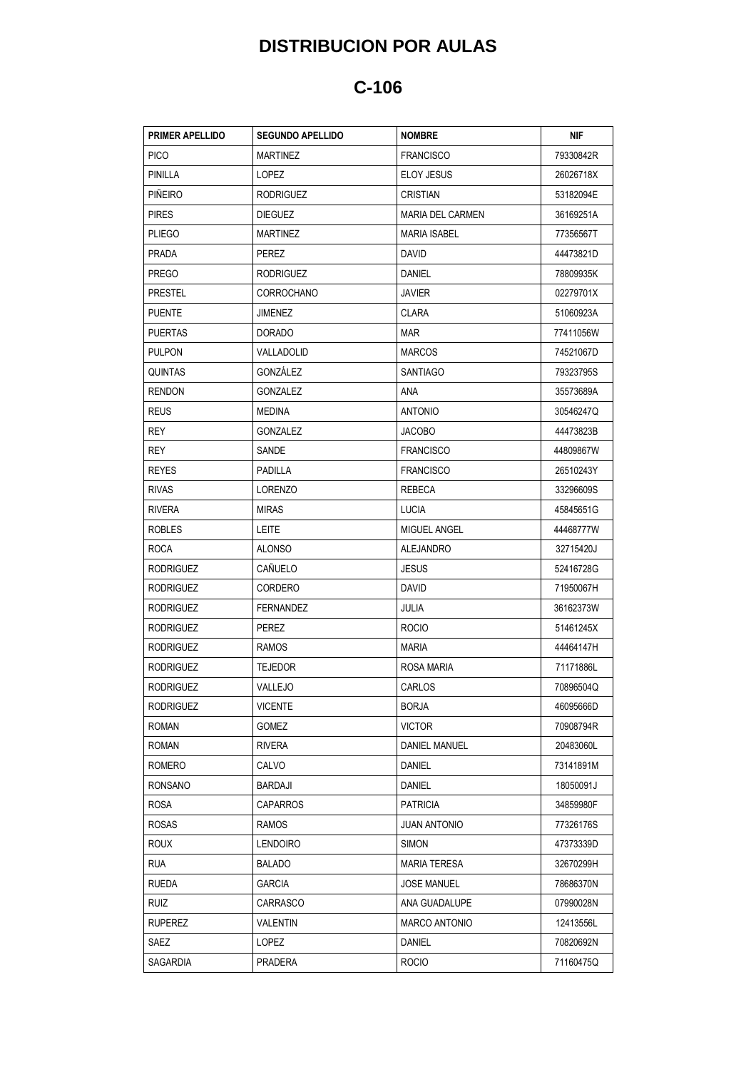# DISTRIBUCION POR AULAS

## C-106

| PRIMER APELLIDO | SEGUNDO APELLIDO | NOMBRE | NIF |
|---|---|---|---|
| PICO | MARTINEZ | FRANCISCO | 79330842R |
| PINILLA | LOPEZ | ELOY JESUS | 26026718X |
| PIÑEIRO | RODRIGUEZ | CRISTIAN | 53182094E |
| PIRES | DIEGUEZ | MARIA DEL CARMEN | 36169251A |
| PLIEGO | MARTINEZ | MARIA ISABEL | 77356567T |
| PRADA | PEREZ | DAVID | 44473821D |
| PREGO | RODRIGUEZ | DANIEL | 78809935K |
| PRESTEL | CORROCHANO | JAVIER | 02279701X |
| PUENTE | JIMENEZ | CLARA | 51060923A |
| PUERTAS | DORADO | MAR | 77411056W |
| PULPON | VALLADOLID | MARCOS | 74521067D |
| QUINTAS | GONZÁLEZ | SANTIAGO | 79323795S |
| RENDON | GONZALEZ | ANA | 35573689A |
| REUS | MEDINA | ANTONIO | 30546247Q |
| REY | GONZALEZ | JACOBO | 44473823B |
| REY | SANDE | FRANCISCO | 44809867W |
| REYES | PADILLA | FRANCISCO | 26510243Y |
| RIVAS | LORENZO | REBECA | 33296609S |
| RIVERA | MIRAS | LUCIA | 45845651G |
| ROBLES | LEITE | MIGUEL ANGEL | 44468777W |
| ROCA | ALONSO | ALEJANDRO | 32715420J |
| RODRIGUEZ | CAÑUELO | JESUS | 52416728G |
| RODRIGUEZ | CORDERO | DAVID | 71950067H |
| RODRIGUEZ | FERNANDEZ | JULIA | 36162373W |
| RODRIGUEZ | PEREZ | ROCIO | 51461245X |
| RODRIGUEZ | RAMOS | MARIA | 44464147H |
| RODRIGUEZ | TEJEDOR | ROSA MARIA | 71171886L |
| RODRIGUEZ | VALLEJO | CARLOS | 70896504Q |
| RODRIGUEZ | VICENTE | BORJA | 46095666D |
| ROMAN | GOMEZ | VICTOR | 70908794R |
| ROMAN | RIVERA | DANIEL MANUEL | 20483060L |
| ROMERO | CALVO | DANIEL | 73141891M |
| RONSANO | BARDAJI | DANIEL | 18050091J |
| ROSA | CAPARROS | PATRICIA | 34859980F |
| ROSAS | RAMOS | JUAN ANTONIO | 77326176S |
| ROUX | LENDOIRO | SIMON | 47373339D |
| RUA | BALADO | MARIA TERESA | 32670299H |
| RUEDA | GARCIA | JOSE MANUEL | 78686370N |
| RUIZ | CARRASCO | ANA GUADALUPE | 07990028N |
| RUPEREZ | VALENTIN | MARCO ANTONIO | 12413556L |
| SAEZ | LOPEZ | DANIEL | 70820692N |
| SAGARDIA | PRADERA | ROCIO | 71160475Q |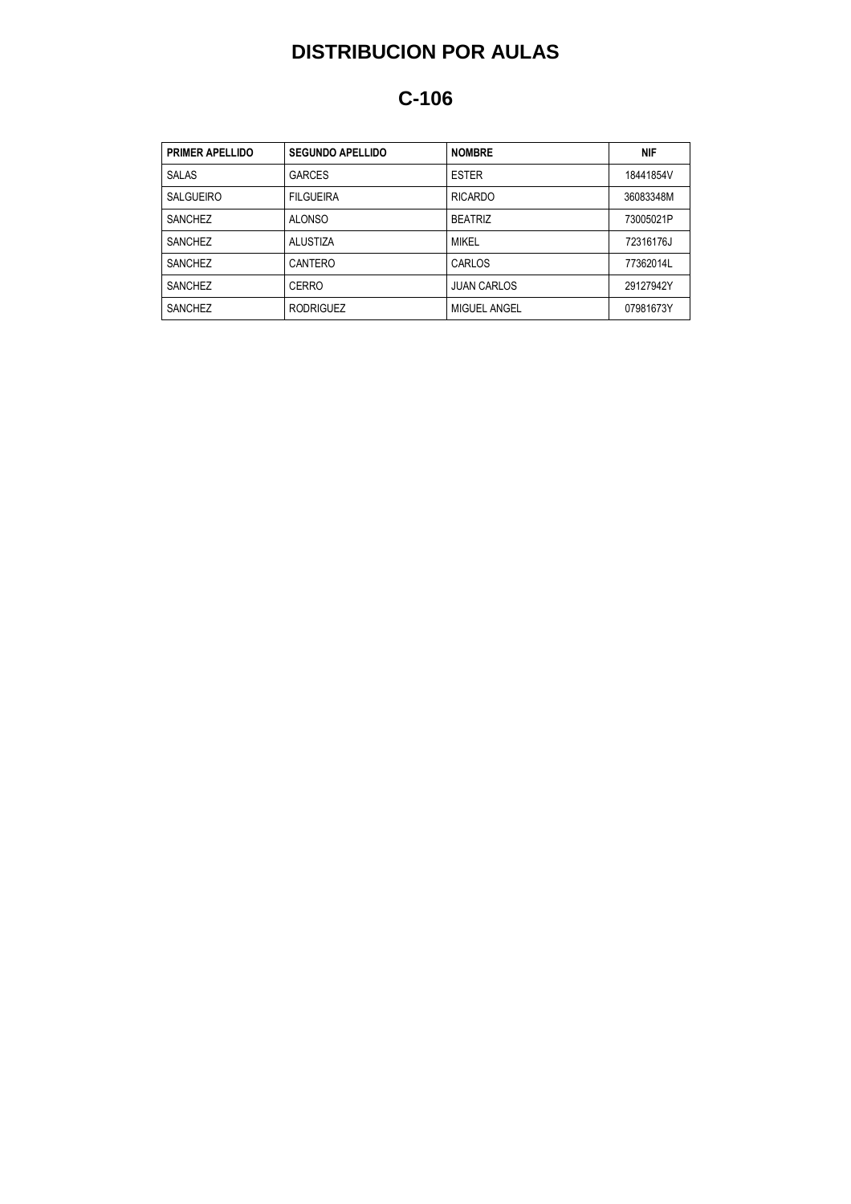# DISTRIBUCION POR AULAS

## C-106

| PRIMER APELLIDO | SEGUNDO APELLIDO | NOMBRE | NIF |
|---|---|---|---|
| SALAS | GARCES | ESTER | 18441854V |
| SALGUEIRO | FILGUEIRA | RICARDO | 36083348M |
| SANCHEZ | ALONSO | BEATRIZ | 73005021P |
| SANCHEZ | ALUSTIZA | MIKEL | 72316176J |
| SANCHEZ | CANTERO | CARLOS | 77362014L |
| SANCHEZ | CERRO | JUAN CARLOS | 29127942Y |
| SANCHEZ | RODRIGUEZ | MIGUEL ANGEL | 07981673Y |